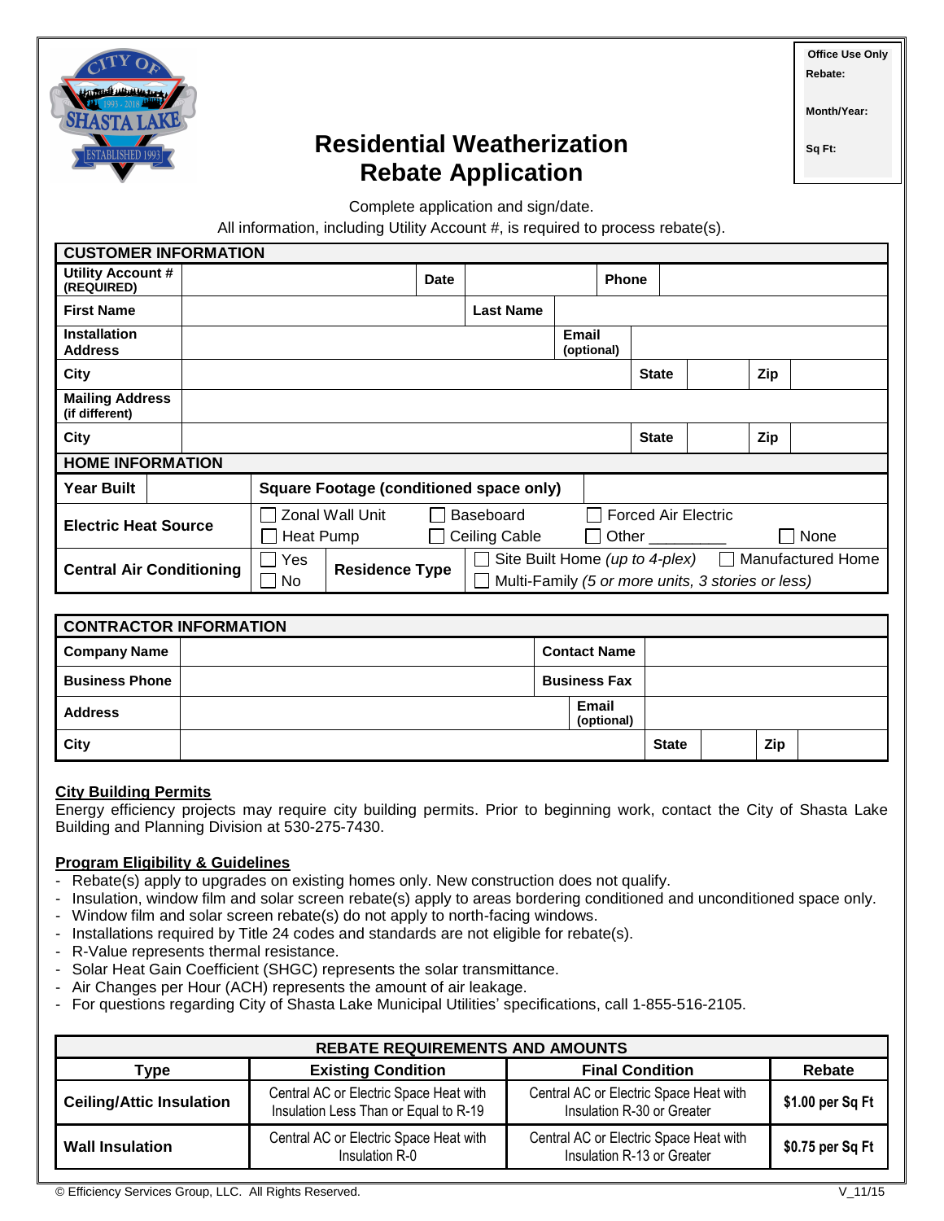Office Use Only
Rebate:
Month/Year:
Sq Ft:

# Residential Weatherization Rebate Application

Complete application and sign/date.
All information, including Utility Account #, is required to process rebate(s).

| CUSTOMER INFORMATION | | | | | | | |
|---|---|---|---|---|---|---|---|
| Utility Account # (REQUIRED) | | Date | | Phone | | | |
| First Name | | Last Name | | | | | |
| Installation Address | | Email (optional) | | | | | |
| City | | State | | Zip | | | |
| Mailing Address (if different) | | | | | | | |
| City | | State | | Zip | | | |

| HOME INFORMATION | | | | |
|---|---|---|---|---|
| Year Built | | Square Footage (conditioned space only) | | |
| Electric Heat Source | ☐ Zonal Wall Unit ☐ Heat Pump | ☐ Baseboard ☐ Ceiling Cable | ☐ Forced Air Electric ☐ Other _________ | ☐ None |
| Central Air Conditioning | ☐ Yes ☐ No | Residence Type | ☐ Site Built Home *(up to 4-plex)* ☐ Multi-Family *(5 or more units, 3 stories or less)* | ☐ Manufactured Home |

| CONTRACTOR INFORMATION | | | | | |
|---|---|---|---|---|---|
| Company Name | | Contact Name | | | |
| Business Phone | | Business Fax | | | |
| Address | | Email (optional) | | | |
| City | | State | | Zip | |

**City Building Permits**

Energy efficiency projects may require city building permits. Prior to beginning work, contact the City of Shasta Lake Building and Planning Division at 530-275-7430.

**Program Eligibility & Guidelines**

- Rebate(s) apply to upgrades on existing homes only. New construction does not qualify.
- Insulation, window film and solar screen rebate(s) apply to areas bordering conditioned and unconditioned space only.
- Window film and solar screen rebate(s) do not apply to north-facing windows.
- Installations required by Title 24 codes and standards are not eligible for rebate(s).
- R-Value represents thermal resistance.
- Solar Heat Gain Coefficient (SHGC) represents the solar transmittance.
- Air Changes per Hour (ACH) represents the amount of air leakage.
- For questions regarding City of Shasta Lake Municipal Utilities' specifications, call 1-855-516-2105.

| REBATE REQUIREMENTS AND AMOUNTS | | | |
|---|---|---|---|
| Type | Existing Condition | Final Condition | Rebate |
| Ceiling/Attic Insulation | Central AC or Electric Space Heat with Insulation Less Than or Equal to R-19 | Central AC or Electric Space Heat with Insulation R-30 or Greater | $1.00 per Sq Ft |
| Wall Insulation | Central AC or Electric Space Heat with Insulation R-0 | Central AC or Electric Space Heat with Insulation R-13 or Greater | $0.75 per Sq Ft |

© Efficiency Services Group, LLC. All Rights Reserved. V_11/15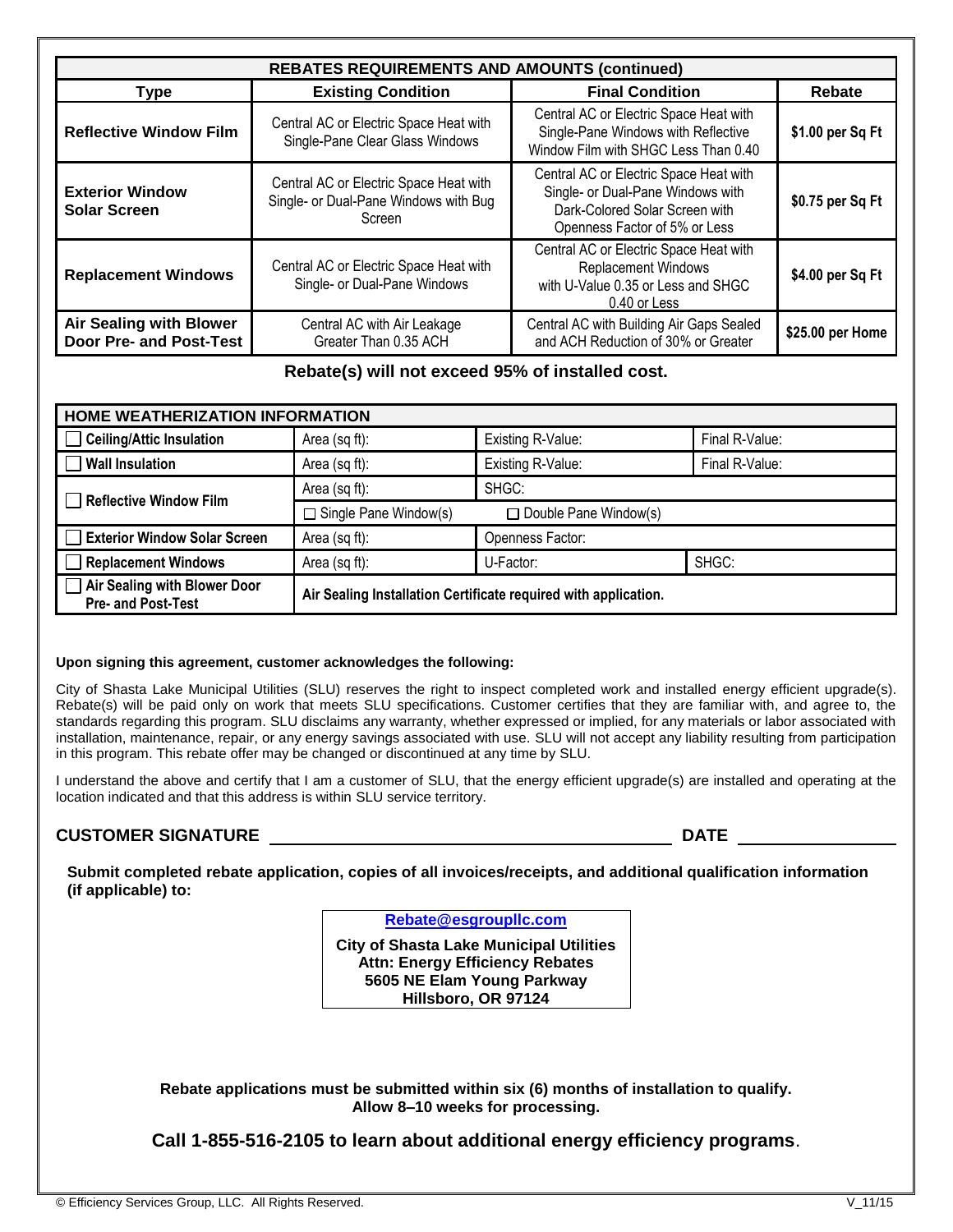| REBATES REQUIREMENTS AND AMOUNTS (continued) | | | |
|---|---|---|---|
| **Type** | **Existing Condition** | **Final Condition** | **Rebate** |
| **Reflective Window Film** | Central AC or Electric Space Heat with Single-Pane Clear Glass Windows | Central AC or Electric Space Heat with Single-Pane Windows with Reflective Window Film with SHGC Less Than 0.40 | $1.00 per Sq Ft |
| **Exterior Window Solar Screen** | Central AC or Electric Space Heat with Single- or Dual-Pane Windows with Bug Screen | Central AC or Electric Space Heat with Single- or Dual-Pane Windows with Dark-Colored Solar Screen with Openness Factor of 5% or Less | $0.75 per Sq Ft |
| **Replacement Windows** | Central AC or Electric Space Heat with Single- or Dual-Pane Windows | Central AC or Electric Space Heat with Replacement Windows with U-Value 0.35 or Less and SHGC 0.40 or Less | $4.00 per Sq Ft |
| **Air Sealing with Blower Door Pre- and Post-Test** | Central AC with Air Leakage Greater Than 0.35 ACH | Central AC with Building Air Gaps Sealed and ACH Reduction of 30% or Greater | $25.00 per Home |

**Rebate(s) will not exceed 95% of installed cost.**

| HOME WEATHERIZATION INFORMATION | | | |
|---|---|---|---|
| ☐ **Ceiling/Attic Insulation** | Area (sq ft): | Existing R-Value: | Final R-Value: |
| ☐ **Wall Insulation** | Area (sq ft): | Existing R-Value: | Final R-Value: |
| ☐ **Reflective Window Film** | Area (sq ft): | SHGC: | |
| | ☐ Single Pane Window(s) | ☐ Double Pane Window(s) | |
| ☐ **Exterior Window Solar Screen** | Area (sq ft): | Openness Factor: | |
| ☐ **Replacement Windows** | Area (sq ft): | U-Factor: | SHGC: |
| ☐ **Air Sealing with Blower Door Pre- and Post-Test** | **Air Sealing Installation Certificate required with application.** | | |

**Upon signing this agreement, customer acknowledges the following:**

City of Shasta Lake Municipal Utilities (SLU) reserves the right to inspect completed work and installed energy efficient upgrade(s). Rebate(s) will be paid only on work that meets SLU specifications. Customer certifies that they are familiar with, and agree to, the standards regarding this program. SLU disclaims any warranty, whether expressed or implied, for any materials or labor associated with installation, maintenance, repair, or any energy savings associated with use. SLU will not accept any liability resulting from participation in this program. This rebate offer may be changed or discontinued at any time by SLU.

I understand the above and certify that I am a customer of SLU, that the energy efficient upgrade(s) are installed and operating at the location indicated and that this address is within SLU service territory.

**CUSTOMER SIGNATURE** ________________________________ **DATE** ______________

**Submit completed rebate application, copies of all invoices/receipts, and additional qualification information (if applicable) to:**

**Rebate@esgroupllc.com**

**City of Shasta Lake Municipal Utilities**
**Attn: Energy Efficiency Rebates**
**5605 NE Elam Young Parkway**
**Hillsboro, OR 97124**

**Rebate applications must be submitted within six (6) months of installation to qualify.**
**Allow 8–10 weeks for processing.**

**Call 1-855-516-2105 to learn about additional energy efficiency programs**.

© Efficiency Services Group, LLC. All Rights Reserved. V_11/15